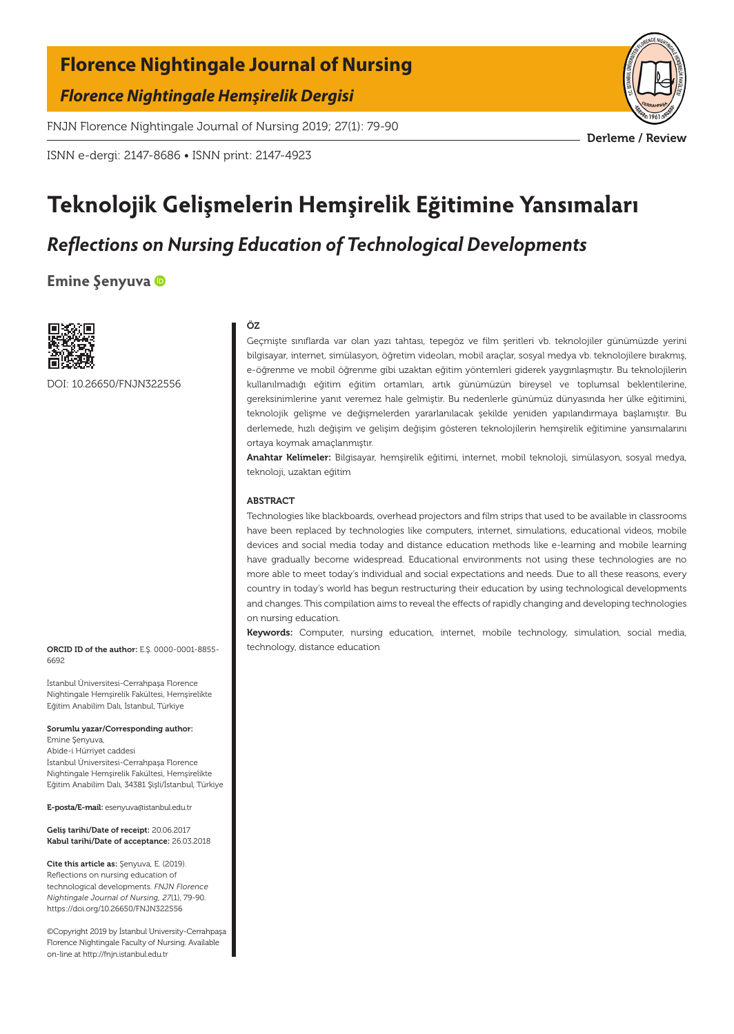# Florence Nightingale Journal of Nursing

*Florence Nightingale Hemşirelik Dergisi*

FNJN Florence Nightingale Journal of Nursing 2019; 27(1): 79-90

ISNN e-dergi: 2147-8686 • ISNN print: 2147-4923

Derleme / Review

# Teknolojik Gelişmelerin Hemşirelik Eğitimine Yansımaları

## *Reflections on Nursing Education of Technological Developments*

**Emine Şenyuva**

DOI: 10.26650/FNJN322556

**ÖZ**

Geçmişte sınıflarda var olan yazı tahtası, tepegöz ve film şeritleri vb. teknolojiler günümüzde yerini bilgisayar, internet, simülasyon, öğretim videoları, mobil araçlar, sosyal medya vb. teknolojilere bırakmış, e-öğrenme ve mobil öğrenme gibi uzaktan eğitim yöntemleri giderek yaygınlaşmıştır. Bu teknolojilerin kullanılmadığı eğitim eğitim ortamları, artık günümüzün bireysel ve toplumsal beklentilerine, gereksinimlerine yanıt veremez hale gelmiştir. Bu nedenlerle günümüz dünyasında her ülke eğitimini, teknolojik gelişme ve değişmelerden yararlanılacak şekilde yeniden yapılandırmaya başlamıştır. Bu derlemede, hızlı değişim ve gelişim değişim gösteren teknolojilerin hemşirelik eğitimine yansımalarını ortaya koymak amaçlanmıştır.

**Anahtar Kelimeler:** Bilgisayar, hemşirelik eğitimi, internet, mobil teknoloji, simülasyon, sosyal medya, teknoloji, uzaktan eğitim

**ABSTRACT**

Technologies like blackboards, overhead projectors and film strips that used to be available in classrooms have been replaced by technologies like computers, internet, simulations, educational videos, mobile devices and social media today and distance education methods like e-learning and mobile learning have gradually become widespread. Educational environments not using these technologies are no more able to meet today's individual and social expectations and needs. Due to all these reasons, every country in today's world has begun restructuring their education by using technological developments and changes. This compilation aims to reveal the effects of rapidly changing and developing technologies on nursing education.

**Keywords:** Computer, nursing education, internet, mobile technology, simulation, social media, technology, distance education

**ORCID ID of the author:** E.Ş. 0000-0001-8855-6692

İstanbul Üniversitesi-Cerrahpaşa Florence Nightingale Hemşirelik Fakültesi, Hemşirelikte Eğitim Anabilim Dalı, İstanbul, Türkiye

**Sorumlu yazar/Corresponding author:**
Emine Şenyuva,
Abide-i Hürriyet caddesi
İstanbul Üniversitesi-Cerrahpaşa Florence Nightingale Hemşirelik Fakültesi, Hemşirelikte Eğitim Anabilim Dalı, 34381 Şişli/İstanbul, Türkiye

**E-posta/E-mail:** esenyuva@istanbul.edu.tr

**Geliş tarihi/Date of receipt:** 20.06.2017
**Kabul tarihi/Date of acceptance:** 26.03.2018

**Cite this article as:** Şenyuva, E. (2019). Reflections on nursing education of technological developments. *FNJN Florence Nightingale Journal of Nursing, 27*(1), 79-90. https://doi.org/10.26650/FNJN322556

©Copyright 2019 by İstanbul University-Cerrahpaşa Florence Nightingale Faculty of Nursing. Available on-line at http://fnjn.istanbul.edu.tr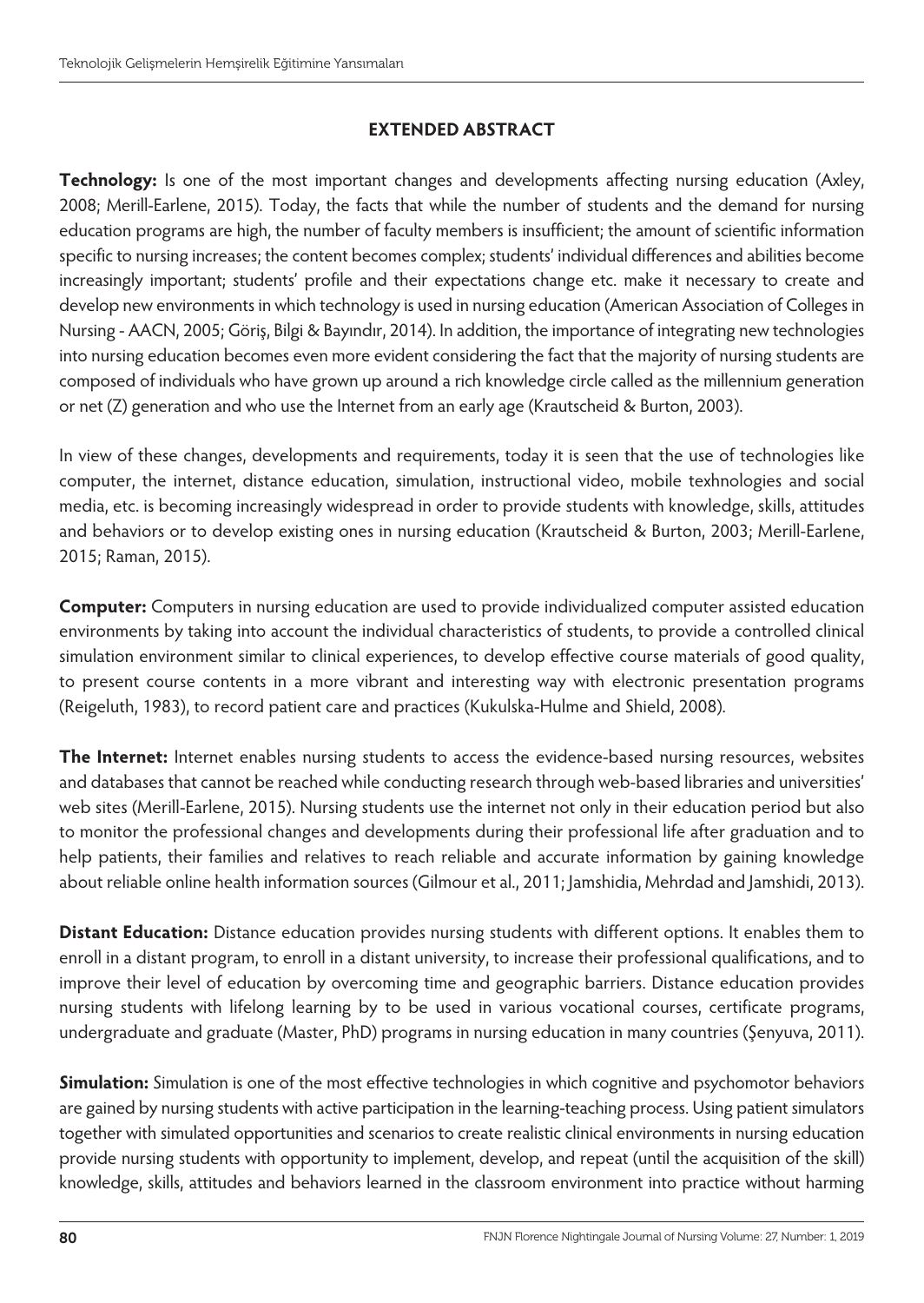## EXTENDED ABSTRACT

**Technology:** Is one of the most important changes and developments affecting nursing education (Axley, 2008; Merill-Earlene, 2015). Today, the facts that while the number of students and the demand for nursing education programs are high, the number of faculty members is insufficient; the amount of scientific information specific to nursing increases; the content becomes complex; students' individual differences and abilities become increasingly important; students' profile and their expectations change etc. make it necessary to create and develop new environments in which technology is used in nursing education (American Association of Colleges in Nursing - AACN, 2005; Göriş, Bilgi & Bayındır, 2014). In addition, the importance of integrating new technologies into nursing education becomes even more evident considering the fact that the majority of nursing students are composed of individuals who have grown up around a rich knowledge circle called as the millennium generation or net (Z) generation and who use the Internet from an early age (Krautscheid & Burton, 2003).

In view of these changes, developments and requirements, today it is seen that the use of technologies like computer, the internet, distance education, simulation, instructional video, mobile texhnologies and social media, etc. is becoming increasingly widespread in order to provide students with knowledge, skills, attitudes and behaviors or to develop existing ones in nursing education (Krautscheid & Burton, 2003; Merill-Earlene, 2015; Raman, 2015).

**Computer:** Computers in nursing education are used to provide individualized computer assisted education environments by taking into account the individual characteristics of students, to provide a controlled clinical simulation environment similar to clinical experiences, to develop effective course materials of good quality, to present course contents in a more vibrant and interesting way with electronic presentation programs (Reigeluth, 1983), to record patient care and practices (Kukulska-Hulme and Shield, 2008).

**The Internet:** Internet enables nursing students to access the evidence-based nursing resources, websites and databases that cannot be reached while conducting research through web-based libraries and universities' web sites (Merill-Earlene, 2015). Nursing students use the internet not only in their education period but also to monitor the professional changes and developments during their professional life after graduation and to help patients, their families and relatives to reach reliable and accurate information by gaining knowledge about reliable online health information sources (Gilmour et al., 2011; Jamshidia, Mehrdad and Jamshidi, 2013).

**Distant Education:** Distance education provides nursing students with different options. It enables them to enroll in a distant program, to enroll in a distant university, to increase their professional qualifications, and to improve their level of education by overcoming time and geographic barriers. Distance education provides nursing students with lifelong learning by to be used in various vocational courses, certificate programs, undergraduate and graduate (Master, PhD) programs in nursing education in many countries (Şenyuva, 2011).

**Simulation:** Simulation is one of the most effective technologies in which cognitive and psychomotor behaviors are gained by nursing students with active participation in the learning-teaching process. Using patient simulators together with simulated opportunities and scenarios to create realistic clinical environments in nursing education provide nursing students with opportunity to implement, develop, and repeat (until the acquisition of the skill) knowledge, skills, attitudes and behaviors learned in the classroom environment into practice without harming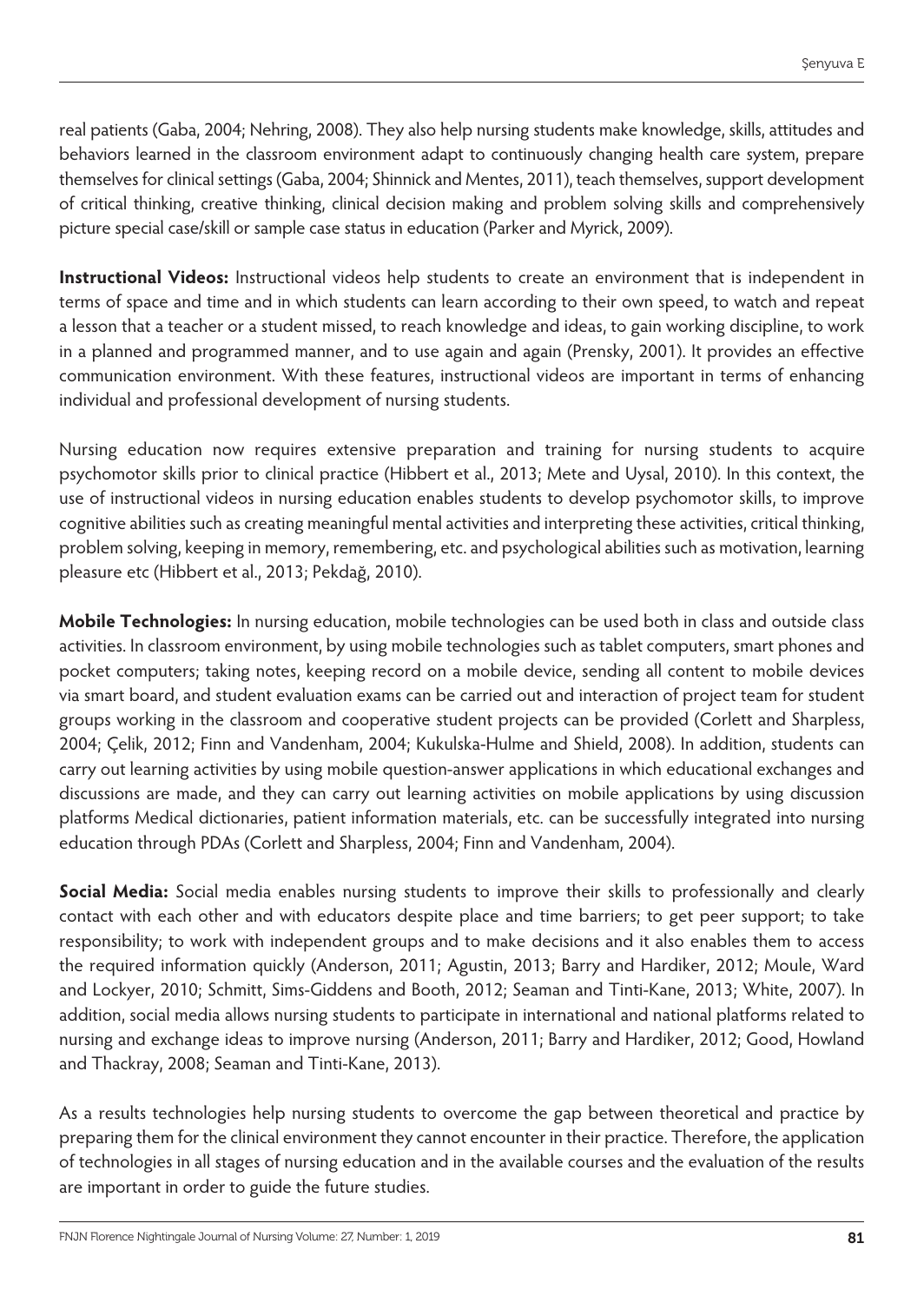real patients (Gaba, 2004; Nehring, 2008). They also help nursing students make knowledge, skills, attitudes and behaviors learned in the classroom environment adapt to continuously changing health care system, prepare themselves for clinical settings (Gaba, 2004; Shinnick and Mentes, 2011), teach themselves, support development of critical thinking, creative thinking, clinical decision making and problem solving skills and comprehensively picture special case/skill or sample case status in education (Parker and Myrick, 2009).

**Instructional Videos:** Instructional videos help students to create an environment that is independent in terms of space and time and in which students can learn according to their own speed, to watch and repeat a lesson that a teacher or a student missed, to reach knowledge and ideas, to gain working discipline, to work in a planned and programmed manner, and to use again and again (Prensky, 2001). It provides an effective communication environment. With these features, instructional videos are important in terms of enhancing individual and professional development of nursing students.

Nursing education now requires extensive preparation and training for nursing students to acquire psychomotor skills prior to clinical practice (Hibbert et al., 2013; Mete and Uysal, 2010). In this context, the use of instructional videos in nursing education enables students to develop psychomotor skills, to improve cognitive abilities such as creating meaningful mental activities and interpreting these activities, critical thinking, problem solving, keeping in memory, remembering, etc. and psychological abilities such as motivation, learning pleasure etc (Hibbert et al., 2013; Pekdağ, 2010).

**Mobile Technologies:** In nursing education, mobile technologies can be used both in class and outside class activities. In classroom environment, by using mobile technologies such as tablet computers, smart phones and pocket computers; taking notes, keeping record on a mobile device, sending all content to mobile devices via smart board, and student evaluation exams can be carried out and interaction of project team for student groups working in the classroom and cooperative student projects can be provided (Corlett and Sharpless, 2004; Çelik, 2012; Finn and Vandenham, 2004; Kukulska-Hulme and Shield, 2008). In addition, students can carry out learning activities by using mobile question-answer applications in which educational exchanges and discussions are made, and they can carry out learning activities on mobile applications by using discussion platforms Medical dictionaries, patient information materials, etc. can be successfully integrated into nursing education through PDAs (Corlett and Sharpless, 2004; Finn and Vandenham, 2004).

**Social Media:** Social media enables nursing students to improve their skills to professionally and clearly contact with each other and with educators despite place and time barriers; to get peer support; to take responsibility; to work with independent groups and to make decisions and it also enables them to access the required information quickly (Anderson, 2011; Agustin, 2013; Barry and Hardiker, 2012; Moule, Ward and Lockyer, 2010; Schmitt, Sims-Giddens and Booth, 2012; Seaman and Tinti-Kane, 2013; White, 2007). In addition, social media allows nursing students to participate in international and national platforms related to nursing and exchange ideas to improve nursing (Anderson, 2011; Barry and Hardiker, 2012; Good, Howland and Thackray, 2008; Seaman and Tinti-Kane, 2013).

As a results technologies help nursing students to overcome the gap between theoretical and practice by preparing them for the clinical environment they cannot encounter in their practice. Therefore, the application of technologies in all stages of nursing education and in the available courses and the evaluation of the results are important in order to guide the future studies.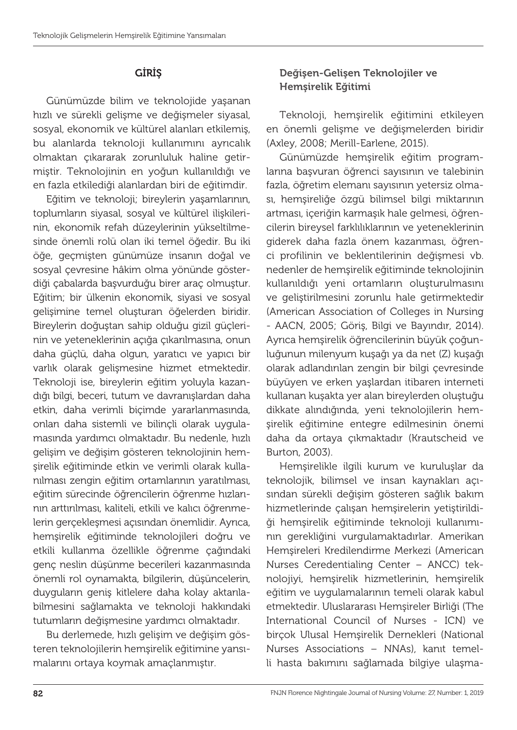## GİRİŞ

Günümüzde bilim ve teknolojide yaşanan hızlı ve sürekli gelişme ve değişmeler siyasal, sosyal, ekonomik ve kültürel alanları etkilemiş, bu alanlarda teknoloji kullanımını ayrıcalık olmaktan çıkararak zorunluluk haline getirmiştir. Teknolojinin en yoğun kullanıldığı ve en fazla etkilediği alanlardan biri de eğitimdir.

Eğitim ve teknoloji; bireylerin yaşamlarının, toplumların siyasal, sosyal ve kültürel ilişkilerinin, ekonomik refah düzeylerinin yükseltilmesinde önemli rolü olan iki temel öğedir. Bu iki öğe, geçmişten günümüze insanın doğal ve sosyal çevresine hâkim olma yönünde gösterdiği çabalarda başvurduğu birer araç olmuştur. Eğitim; bir ülkenin ekonomik, siyasi ve sosyal gelişimine temel oluşturan öğelerden biridir. Bireylerin doğuştan sahip olduğu gizil güçlerinin ve yeteneklerinin açığa çıkarılmasına, onun daha güçlü, daha olgun, yaratıcı ve yapıcı bir varlık olarak gelişmesine hizmet etmektedir. Teknoloji ise, bireylerin eğitim yoluyla kazandığı bilgi, beceri, tutum ve davranışlardan daha etkin, daha verimli biçimde yararlanmasında, onları daha sistemli ve bilinçli olarak uygulamasında yardımcı olmaktadır. Bu nedenle, hızlı gelişim ve değişim gösteren teknolojinin hemşirelik eğitiminde etkin ve verimli olarak kullanılması zengin eğitim ortamlarının yaratılması, eğitim sürecinde öğrencilerin öğrenme hızlarının arttırılması, kaliteli, etkili ve kalıcı öğrenmelerin gerçekleşmesi açısından önemlidir. Ayrıca, hemşirelik eğitiminde teknolojileri doğru ve etkili kullanma özellikle öğrenme çağındaki genç neslin düşünme becerileri kazanmasında önemli rol oynamakta, bilgilerin, düşüncelerin, duyguların geniş kitlelere daha kolay aktarılabilmesini sağlamakta ve teknoloji hakkındaki tutumların değişmesine yardımcı olmaktadır.

Bu derlemede, hızlı gelişim ve değişim gösteren teknolojilerin hemşirelik eğitimine yansımalarını ortaya koymak amaçlanmıştır.

### Değişen-Gelişen Teknolojiler ve Hemşirelik Eğitimi

Teknoloji, hemşirelik eğitimini etkileyen en önemli gelişme ve değişmelerden biridir (Axley, 2008; Merill-Earlene, 2015).

Günümüzde hemşirelik eğitim programlarına başvuran öğrenci sayısının ve talebinin fazla, öğretim elemanı sayısının yetersiz olması, hemşireliğe özgü bilimsel bilgi miktarının artması, içeriğin karmaşık hale gelmesi, öğrencilerin bireysel farklılıklarının ve yeteneklerinin giderek daha fazla önem kazanması, öğrenci profilinin ve beklentilerinin değişmesi vb. nedenler de hemşirelik eğitiminde teknolojinin kullanıldığı yeni ortamların oluşturulmasını ve geliştirilmesini zorunlu hale getirmektedir (American Association of Colleges in Nursing - AACN, 2005; Göriş, Bilgi ve Bayındır, 2014). Ayrıca hemşirelik öğrencilerinin büyük çoğunluğunun milenyum kuşağı ya da net (Z) kuşağı olarak adlandırılan zengin bir bilgi çevresinde büyüyen ve erken yaşlardan itibaren interneti kullanan kuşakta yer alan bireylerden oluştuğu dikkate alındığında, yeni teknolojilerin hemşirelik eğitimine entegre edilmesinin önemi daha da ortaya çıkmaktadır (Krautscheid ve Burton, 2003).

Hemşirelikle ilgili kurum ve kuruluşlar da teknolojik, bilimsel ve insan kaynakları açısından sürekli değişim gösteren sağlık bakım hizmetlerinde çalışan hemşirelerin yetiştirildiği hemşirelik eğitiminde teknoloji kullanımının gerekliğini vurgulamaktadırlar. Amerikan Hemşireleri Kredilendirme Merkezi (American Nurses Ceredentialing Center – ANCC) teknolojiyi, hemşirelik hizmetlerinin, hemşirelik eğitim ve uygulamalarının temeli olarak kabul etmektedir. Uluslararası Hemşireler Birliği (The International Council of Nurses - ICN) ve birçok Ulusal Hemşirelik Dernekleri (National Nurses Associations – NNAs), kanıt temelli hasta bakımını sağlamada bilgiye ulaşma-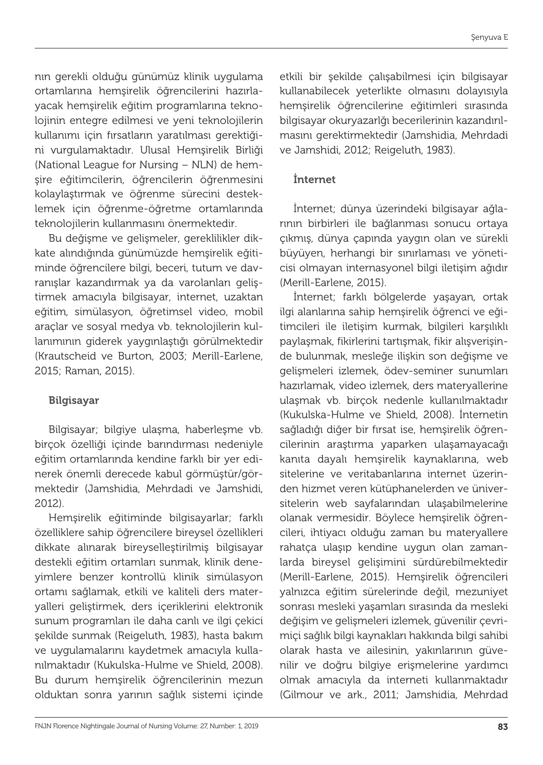nın gerekli olduğu günümüz klinik uygulama ortamlarına hemşirelik öğrencilerini hazırlayacak hemşirelik eğitim programlarına teknolojinin entegre edilmesi ve yeni teknolojilerin kullanımı için fırsatların yaratılması gerektiğini vurgulamaktadır. Ulusal Hemşirelik Birliği (National League for Nursing – NLN) de hemşire eğitimcilerin, öğrencilerin öğrenmesini kolaylaştırmak ve öğrenme sürecini desteklemek için öğrenme-öğretme ortamlarında teknolojilerin kullanmasını önermektedir.

Bu değişme ve gelişmeler, gereklilikler dikkate alındığında günümüzde hemşirelik eğitiminde öğrencilere bilgi, beceri, tutum ve davranışlar kazandırmak ya da varolanları geliştirmek amacıyla bilgisayar, internet, uzaktan eğitim, simülasyon, öğretimsel video, mobil araçlar ve sosyal medya vb. teknolojilerin kullanımının giderek yaygınlaştığı görülmektedir (Krautscheid ve Burton, 2003; Merill-Earlene, 2015; Raman, 2015).

### Bilgisayar

Bilgisayar; bilgiye ulaşma, haberleşme vb. birçok özelliği içinde barındırması nedeniyle eğitim ortamlarında kendine farklı bir yer edinerek önemli derecede kabul görmüştür/görmektedir (Jamshidia, Mehrdadi ve Jamshidi, 2012).

Hemşirelik eğitiminde bilgisayarlar; farklı özelliklere sahip öğrencilere bireysel özellikleri dikkate alınarak bireyselleştirilmiş bilgisayar destekli eğitim ortamları sunmak, klinik deneyimlere benzer kontrollü klinik simülasyon ortamı sağlamak, etkili ve kaliteli ders materyalleri geliştirmek, ders içeriklerini elektronik sunum programları ile daha canlı ve ilgi çekici şekilde sunmak (Reigeluth, 1983), hasta bakım ve uygulamalarını kaydetmek amacıyla kullanılmaktadır (Kukulska-Hulme ve Shield, 2008). Bu durum hemşirelik öğrencilerinin mezun olduktan sonra yarının sağlık sistemi içinde etkili bir şekilde çalışabilmesi için bilgisayar kullanabilecek yeterlikte olmasını dolayısıyla hemşirelik öğrencilerine eğitimleri sırasında bilgisayar okuryazarlğı becerilerinin kazandırılmasını gerektirmektedir (Jamshidia, Mehrdadi ve Jamshidi, 2012; Reigeluth, 1983).

### İnternet

İnternet; dünya üzerindeki bilgisayar ağlarının birbirleri ile bağlanması sonucu ortaya çıkmış, dünya çapında yaygın olan ve sürekli büyüyen, herhangi bir sınırlaması ve yöneticisi olmayan internasyonel bilgi iletişim ağıdır (Merill-Earlene, 2015).

İnternet; farklı bölgelerde yaşayan, ortak ilgi alanlarına sahip hemşirelik öğrenci ve eğitimcileri ile iletişim kurmak, bilgileri karşılıklı paylaşmak, fikirlerini tartışmak, fikir alışverişinde bulunmak, mesleğe ilişkin son değişme ve gelişmeleri izlemek, ödev-seminer sunumları hazırlamak, video izlemek, ders materyallerine ulaşmak vb. birçok nedenle kullanılmaktadır (Kukulska-Hulme ve Shield, 2008). İnternetin sağladığı diğer bir fırsat ise, hemşirelik öğrencilerinin araştırma yaparken ulaşamayacağı kanıta dayalı hemşirelik kaynaklarına, web sitelerine ve veritabanlarına internet üzerinden hizmet veren kütüphanelerden ve üniversitelerin web sayfalarından ulaşabilmelerine olanak vermesidir. Böylece hemşirelik öğrencileri, ihtiyacı olduğu zaman bu materyallere rahatça ulaşıp kendine uygun olan zamanlarda bireysel gelişimini sürdürebilmektedir (Merill-Earlene, 2015). Hemşirelik öğrencileri yalnızca eğitim sürelerinde değil, mezuniyet sonrası mesleki yaşamları sırasında da mesleki değişim ve gelişmeleri izlemek, güvenilir çevrimiçi sağlık bilgi kaynakları hakkında bilgi sahibi olarak hasta ve ailesinin, yakınlarının güvenilir ve doğru bilgiye erişmelerine yardımcı olmak amacıyla da interneti kullanmaktadır (Gilmour ve ark., 2011; Jamshidia, Mehrdad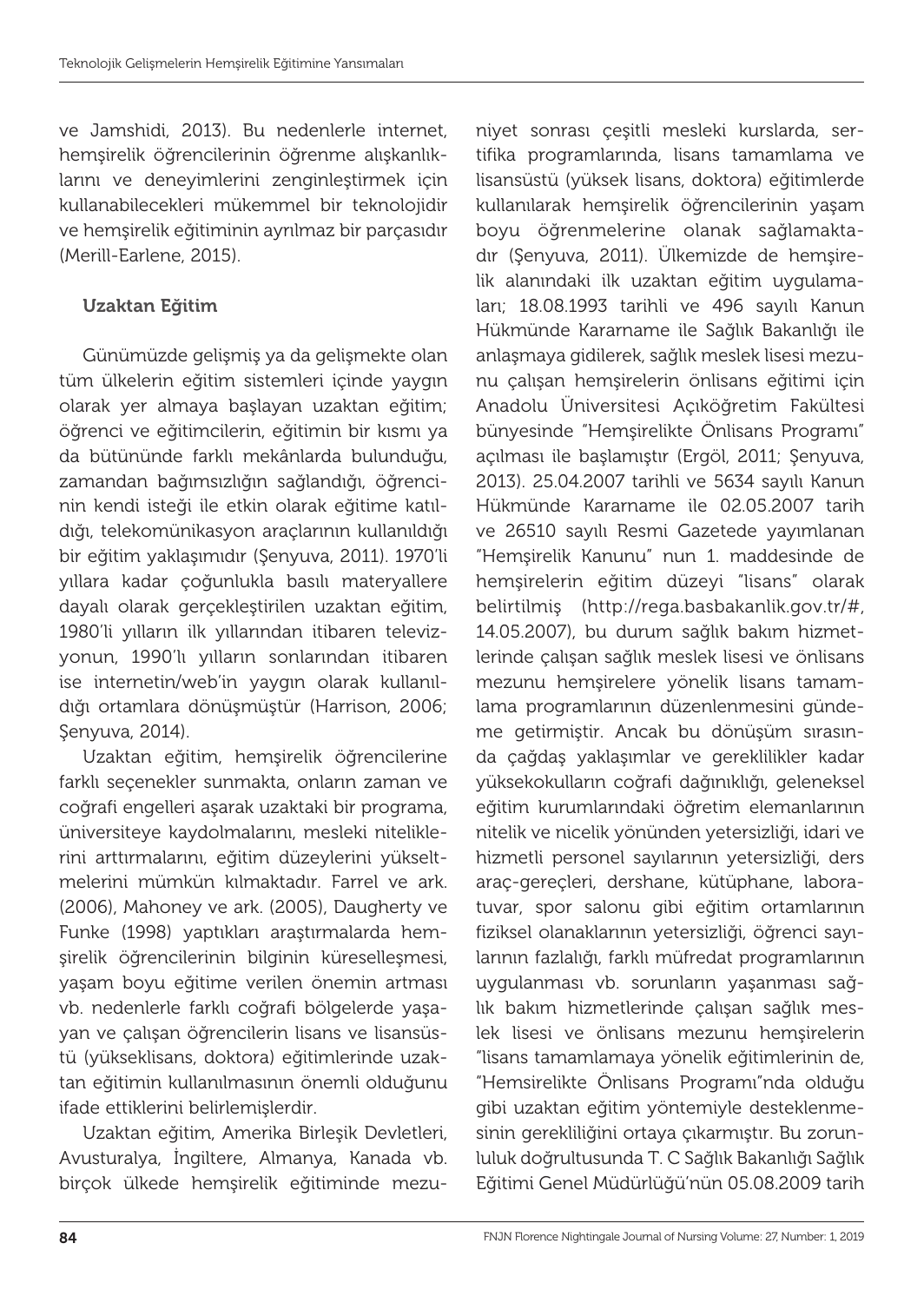ve Jamshidi, 2013). Bu nedenlerle internet, hemşirelik öğrencilerinin öğrenme alışkanlıklarını ve deneyimlerini zenginleştirmek için kullanabilecekleri mükemmel bir teknolojidir ve hemşirelik eğitiminin ayrılmaz bir parçasıdır (Merill-Earlene, 2015).

### Uzaktan Eğitim

Günümüzde gelişmiş ya da gelişmekte olan tüm ülkelerin eğitim sistemleri içinde yaygın olarak yer almaya başlayan uzaktan eğitim; öğrenci ve eğitimcilerin, eğitimin bir kısmı ya da bütününde farklı mekânlarda bulunduğu, zamandan bağımsızlığın sağlandığı, öğrencinin kendi isteği ile etkin olarak eğitime katıldığı, telekomünikasyon araçlarının kullanıldığı bir eğitim yaklaşımıdır (Şenyuva, 2011). 1970'li yıllara kadar çoğunlukla basılı materyallere dayalı olarak gerçekleştirilen uzaktan eğitim, 1980'li yılların ilk yıllarından itibaren televizyonun, 1990'lı yılların sonlarından itibaren ise internetin/web'in yaygın olarak kullanıldığı ortamlara dönüşmüştür (Harrison, 2006; Şenyuva, 2014).

Uzaktan eğitim, hemşirelik öğrencilerine farklı seçenekler sunmakta, onların zaman ve coğrafi engelleri aşarak uzaktaki bir programa, üniversiteye kaydolmalarını, mesleki niteliklerini arttırmalarını, eğitim düzeylerini yükseltmelerini mümkün kılmaktadır. Farrel ve ark. (2006), Mahoney ve ark. (2005), Daugherty ve Funke (1998) yaptıkları araştırmalarda hemşirelik öğrencilerinin bilginin küreselleşmesi, yaşam boyu eğitime verilen önemin artması vb. nedenlerle farklı coğrafi bölgelerde yaşayan ve çalışan öğrencilerin lisans ve lisansüstü (yükseklisans, doktora) eğitimlerinde uzaktan eğitimin kullanılmasının önemli olduğunu ifade ettiklerini belirlemişlerdir.

Uzaktan eğitim, Amerika Birleşik Devletleri, Avusturalya, İngiltere, Almanya, Kanada vb. birçok ülkede hemşirelik eğitiminde mezuniyet sonrası çeşitli mesleki kurslarda, sertifika programlarında, lisans tamamlama ve lisansüstü (yüksek lisans, doktora) eğitimlerde kullanılarak hemşirelik öğrencilerinin yaşam boyu öğrenmelerine olanak sağlamaktadır (Şenyuva, 2011). Ülkemizde de hemşirelik alanındaki ilk uzaktan eğitim uygulamaları; 18.08.1993 tarihli ve 496 sayılı Kanun Hükmünde Kararname ile Sağlık Bakanlığı ile anlaşmaya gidilerek, sağlık meslek lisesi mezunu çalışan hemşirelerin önlisans eğitimi için Anadolu Üniversitesi Açıköğretim Fakültesi bünyesinde "Hemşirelikte Önlisans Programı" açılması ile başlamıştır (Ergöl, 2011; Şenyuva, 2013). 25.04.2007 tarihli ve 5634 sayılı Kanun Hükmünde Kararname ile 02.05.2007 tarih ve 26510 sayılı Resmi Gazetede yayımlanan "Hemşirelik Kanunu" nun 1. maddesinde de hemşirelerin eğitim düzeyi "lisans" olarak belirtilmiş (http://rega.basbakanlik.gov.tr/#, 14.05.2007), bu durum sağlık bakım hizmetlerinde çalışan sağlık meslek lisesi ve önlisans mezunu hemşirelere yönelik lisans tamamlama programlarının düzenlenmesini gündeme getirmiştir. Ancak bu dönüşüm sırasında çağdaş yaklaşımlar ve gereklilikler kadar yüksekokulların coğrafi dağınıklığı, geleneksel eğitim kurumlarındaki öğretim elemanlarının nitelik ve nicelik yönünden yetersizliği, idari ve hizmetli personel sayılarının yetersizliği, ders araç-gereçleri, dershane, kütüphane, laboratuvar, spor salonu gibi eğitim ortamlarının fiziksel olanaklarının yetersizliği, öğrenci sayılarının fazlalığı, farklı müfredat programlarının uygulanması vb. sorunların yaşanması sağlık bakım hizmetlerinde çalışan sağlık meslek lisesi ve önlisans mezunu hemşirelerin "lisans tamamlamaya yönelik eğitimlerinin de, "Hemsirelikte Önlisans Programı"nda olduğu gibi uzaktan eğitim yöntemiyle desteklenmesinin gerekliliğini ortaya çıkarmıştır. Bu zorunluluk doğrultusunda T. C Sağlık Bakanlığı Sağlık Eğitimi Genel Müdürlüğü'nün 05.08.2009 tarih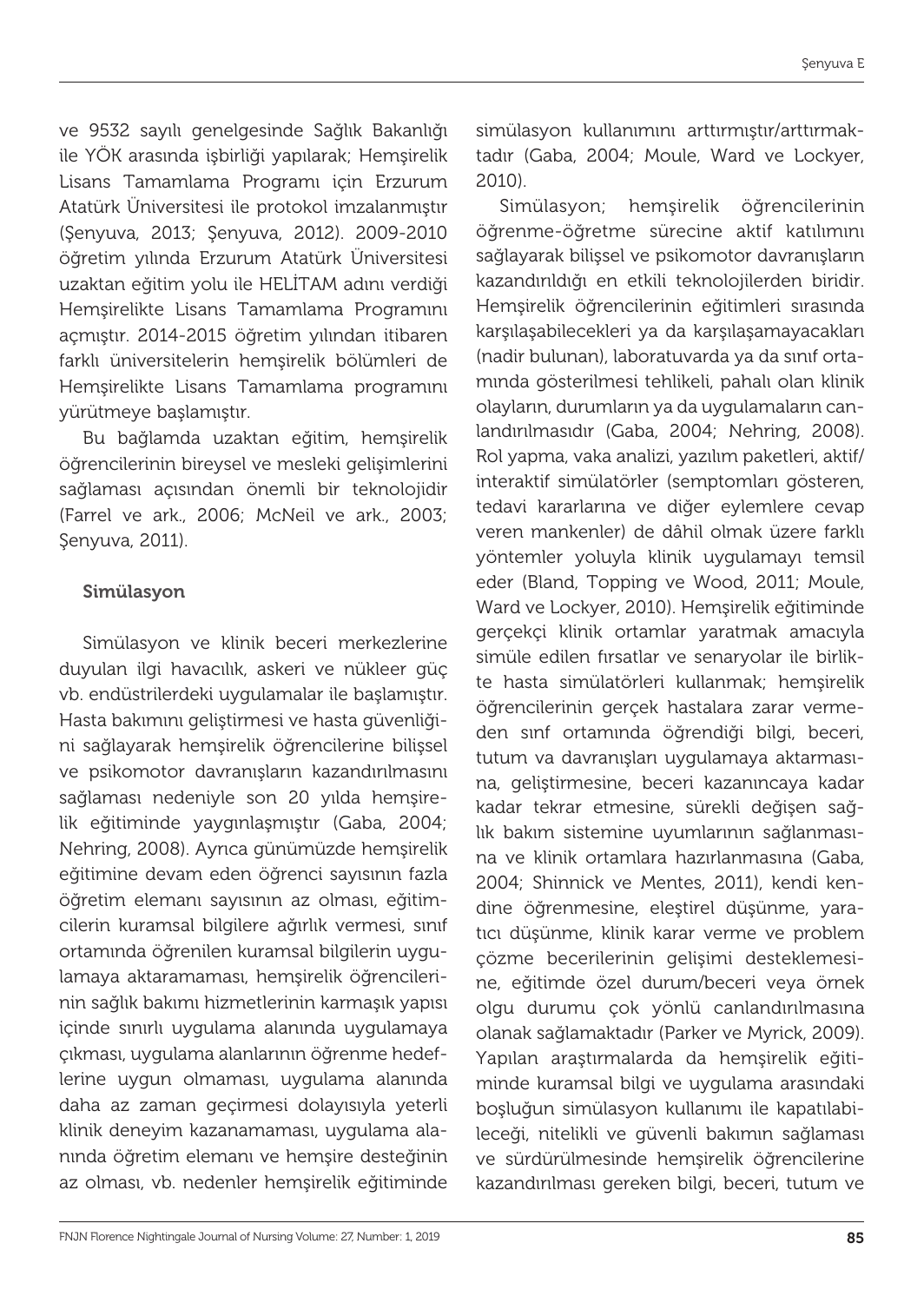ve 9532 sayılı genelgesinde Sağlık Bakanlığı ile YÖK arasında işbirliği yapılarak; Hemşirelik Lisans Tamamlama Programı için Erzurum Atatürk Üniversitesi ile protokol imzalanmıştır (Şenyuva, 2013; Şenyuva, 2012). 2009-2010 öğretim yılında Erzurum Atatürk Üniversitesi uzaktan eğitim yolu ile HELİTAM adını verdiği Hemşirelikte Lisans Tamamlama Programını açmıştır. 2014-2015 öğretim yılından itibaren farklı üniversitelerin hemşirelik bölümleri de Hemşirelikte Lisans Tamamlama programını yürütmeye başlamıştır.

Bu bağlamda uzaktan eğitim, hemşirelik öğrencilerinin bireysel ve mesleki gelişimlerini sağlaması açısından önemli bir teknolojidir (Farrel ve ark., 2006; McNeil ve ark., 2003; Şenyuva, 2011).

### Simülasyon

Simülasyon ve klinik beceri merkezlerine duyulan ilgi havacılık, askeri ve nükleer güç vb. endüstrilerdeki uygulamalar ile başlamıştır. Hasta bakımını geliştirmesi ve hasta güvenliğini sağlayarak hemşirelik öğrencilerine bilişsel ve psikomotor davranışların kazandırılmasını sağlaması nedeniyle son 20 yılda hemşirelik eğitiminde yaygınlaşmıştır (Gaba, 2004; Nehring, 2008). Ayrıca günümüzde hemşirelik eğitimine devam eden öğrenci sayısının fazla öğretim elemanı sayısının az olması, eğitimcilerin kuramsal bilgilere ağırlık vermesi, sınıf ortamında öğrenilen kuramsal bilgilerin uygulamaya aktaramaması, hemşirelik öğrencilerinin sağlık bakımı hizmetlerinin karmaşık yapısı içinde sınırlı uygulama alanında uygulamaya çıkması, uygulama alanlarının öğrenme hedeflerine uygun olmaması, uygulama alanında daha az zaman geçirmesi dolayısıyla yeterli klinik deneyim kazanamaması, uygulama alanında öğretim elemanı ve hemşire desteğinin az olması, vb. nedenler hemşirelik eğitiminde simülasyon kullanımını arttırmıştır/arttırmaktadır (Gaba, 2004; Moule, Ward ve Lockyer, 2010).

Simülasyon; hemşirelik öğrencilerinin öğrenme-öğretme sürecine aktif katılımını sağlayarak bilişsel ve psikomotor davranışların kazandırıldığı en etkili teknolojilerden biridir. Hemşirelik öğrencilerinin eğitimleri sırasında karşılaşabilecekleri ya da karşılaşamayacakları (nadir bulunan), laboratuvarda ya da sınıf ortamında gösterilmesi tehlikeli, pahalı olan klinik olayların, durumların ya da uygulamaların canlandırılmasıdır (Gaba, 2004; Nehring, 2008). Rol yapma, vaka analizi, yazılım paketleri, aktif/interaktif simülatörler (semptomları gösteren, tedavi kararlarına ve diğer eylemlere cevap veren mankenler) de dâhil olmak üzere farklı yöntemler yoluyla klinik uygulamayı temsil eder (Bland, Topping ve Wood, 2011; Moule, Ward ve Lockyer, 2010). Hemşirelik eğitiminde gerçekçi klinik ortamlar yaratmak amacıyla simüle edilen fırsatlar ve senaryolar ile birlikte hasta simülatörleri kullanmak; hemşirelik öğrencilerinin gerçek hastalara zarar vermeden sınf ortamında öğrendiği bilgi, beceri, tutum va davranışları uygulamaya aktarmasına, geliştirmesine, beceri kazanıncaya kadar kadar tekrar etmesine, sürekli değişen sağlık bakım sistemine uyumlarının sağlanmasına ve klinik ortamlara hazırlanmasına (Gaba, 2004; Shinnick ve Mentes, 2011), kendi kendine öğrenmesine, eleştirel düşünme, yaratıcı düşünme, klinik karar verme ve problem çözme becerilerinin gelişimi desteklemesine, eğitimde özel durum/beceri veya örnek olgu durumu çok yönlü canlandırılmasına olanak sağlamaktadır (Parker ve Myrick, 2009). Yapılan araştırmalarda da hemşirelik eğitiminde kuramsal bilgi ve uygulama arasındaki boşluğun simülasyon kullanımı ile kapatılabileceği, nitelikli ve güvenli bakımın sağlaması ve sürdürülmesinde hemşirelik öğrencilerine kazandırılması gereken bilgi, beceri, tutum ve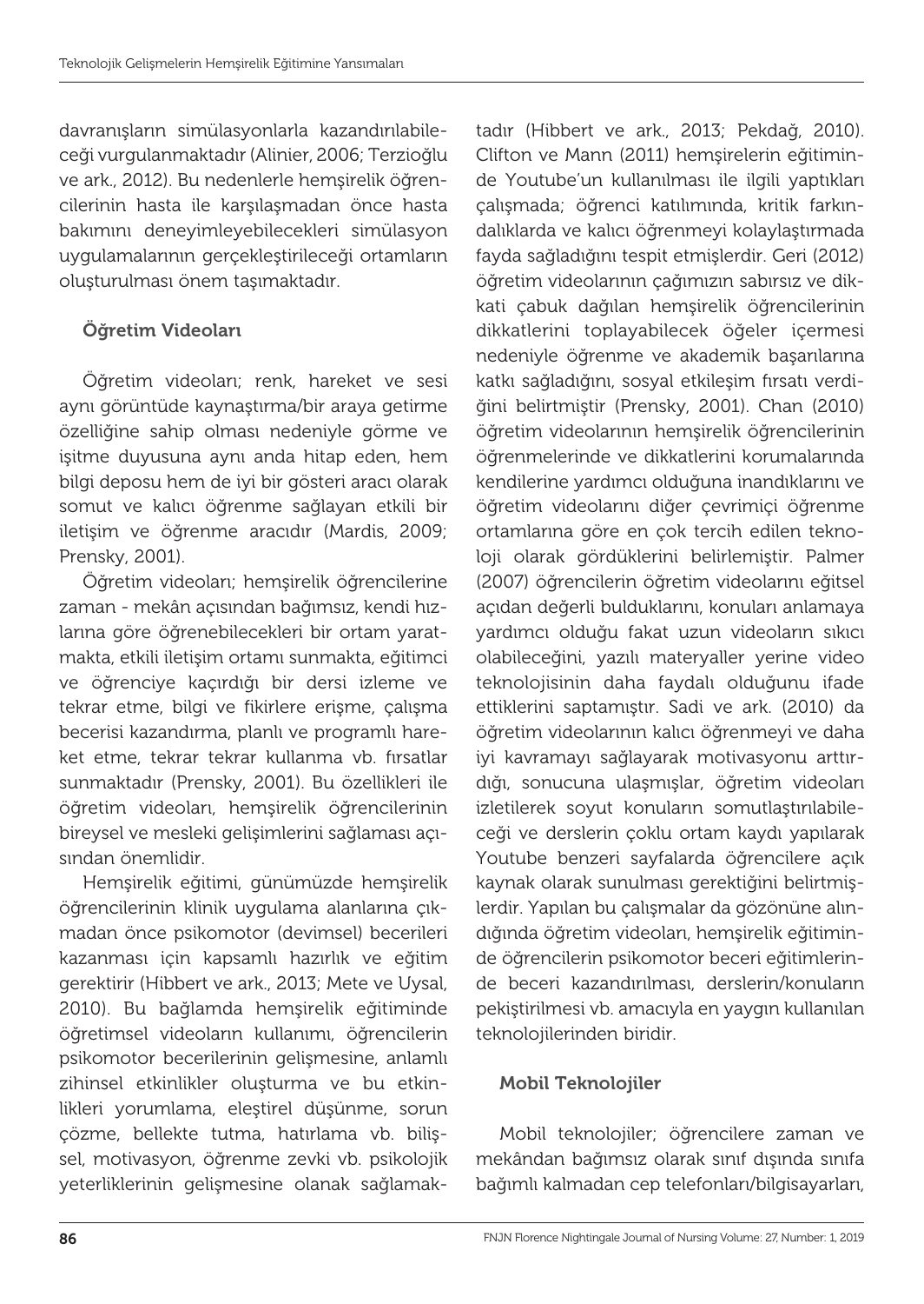davranışların simülasyonlarla kazandırılabileceği vurgulanmaktadır (Alinier, 2006; Terzioğlu ve ark., 2012). Bu nedenlerle hemşirelik öğrencilerinin hasta ile karşılaşmadan önce hasta bakımını deneyimleyebilecekleri simülasyon uygulamalarının gerçekleştirileceği ortamların oluşturulması önem taşımaktadır.

### Öğretim Videoları

Öğretim videoları; renk, hareket ve sesi aynı görüntüde kaynaştırma/bir araya getirme özelliğine sahip olması nedeniyle görme ve işitme duyusuna aynı anda hitap eden, hem bilgi deposu hem de iyi bir gösteri aracı olarak somut ve kalıcı öğrenme sağlayan etkili bir iletişim ve öğrenme aracıdır (Mardis, 2009; Prensky, 2001).

Öğretim videoları; hemşirelik öğrencilerine zaman - mekân açısından bağımsız, kendi hızlarına göre öğrenebilecekleri bir ortam yaratmakta, etkili iletişim ortamı sunmakta, eğitimci ve öğrenciye kaçırdığı bir dersi izleme ve tekrar etme, bilgi ve fikirlere erişme, çalışma becerisi kazandırma, planlı ve programlı hareket etme, tekrar tekrar kullanma vb. fırsatlar sunmaktadır (Prensky, 2001). Bu özellikleri ile öğretim videoları, hemşirelik öğrencilerinin bireysel ve mesleki gelişimlerini sağlaması açısından önemlidir.

Hemşirelik eğitimi, günümüzde hemşirelik öğrencilerinin klinik uygulama alanlarına çıkmadan önce psikomotor (devimsel) becerileri kazanması için kapsamlı hazırlık ve eğitim gerektirir (Hibbert ve ark., 2013; Mete ve Uysal, 2010). Bu bağlamda hemşirelik eğitiminde öğretimsel videoların kullanımı, öğrencilerin psikomotor becerilerinin gelişmesine, anlamlı zihinsel etkinlikler oluşturma ve bu etkinlikleri yorumlama, eleştirel düşünme, sorun çözme, bellekte tutma, hatırlama vb. bilişsel, motivasyon, öğrenme zevki vb. psikolojik yeterliklerinin gelişmesine olanak sağlamaktadır (Hibbert ve ark., 2013; Pekdağ, 2010). Clifton ve Mann (2011) hemşirelerin eğitiminde Youtube'un kullanılması ile ilgili yaptıkları çalışmada; öğrenci katılımında, kritik farkındalıklarda ve kalıcı öğrenmeyi kolaylaştırmada fayda sağladığını tespit etmişlerdir. Geri (2012) öğretim videolarının çağımızın sabırsız ve dikkati çabuk dağılan hemşirelik öğrencilerinin dikkatlerini toplayabilecek öğeler içermesi nedeniyle öğrenme ve akademik başarılarına katkı sağladığını, sosyal etkileşim fırsatı verdiğini belirtmiştir (Prensky, 2001). Chan (2010) öğretim videolarının hemşirelik öğrencilerinin öğrenmelerinde ve dikkatlerini korumalarında kendilerine yardımcı olduğuna inandıklarını ve öğretim videolarını diğer çevrimiçi öğrenme ortamlarına göre en çok tercih edilen teknoloji olarak gördüklerini belirlemiştir. Palmer (2007) öğrencilerin öğretim videolarını eğitsel açıdan değerli bulduklarını, konuları anlamaya yardımcı olduğu fakat uzun videoların sıkıcı olabileceğini, yazılı materyaller yerine video teknolojisinin daha faydalı olduğunu ifade ettiklerini saptamıştır. Sadi ve ark. (2010) da öğretim videolarının kalıcı öğrenmeyi ve daha iyi kavramayı sağlayarak motivasyonu arttırdığı, sonucuna ulaşmışlar, öğretim videoları izletilerek soyut konuların somutlaştırılabileceği ve derslerin çoklu ortam kaydı yapılarak Youtube benzeri sayfalarda öğrencilere açık kaynak olarak sunulması gerektiğini belirtmişlerdir. Yapılan bu çalışmalar da gözönüne alındığında öğretim videoları, hemşirelik eğitiminde öğrencilerin psikomotor beceri eğitimlerinde beceri kazandırılması, derslerin/konuların pekiştirilmesi vb. amacıyla en yaygın kullanılan teknolojilerinden biridir.

### Mobil Teknolojiler

Mobil teknolojiler; öğrencilere zaman ve mekândan bağımsız olarak sınıf dışında sınıfa bağımlı kalmadan cep telefonları/bilgisayarları,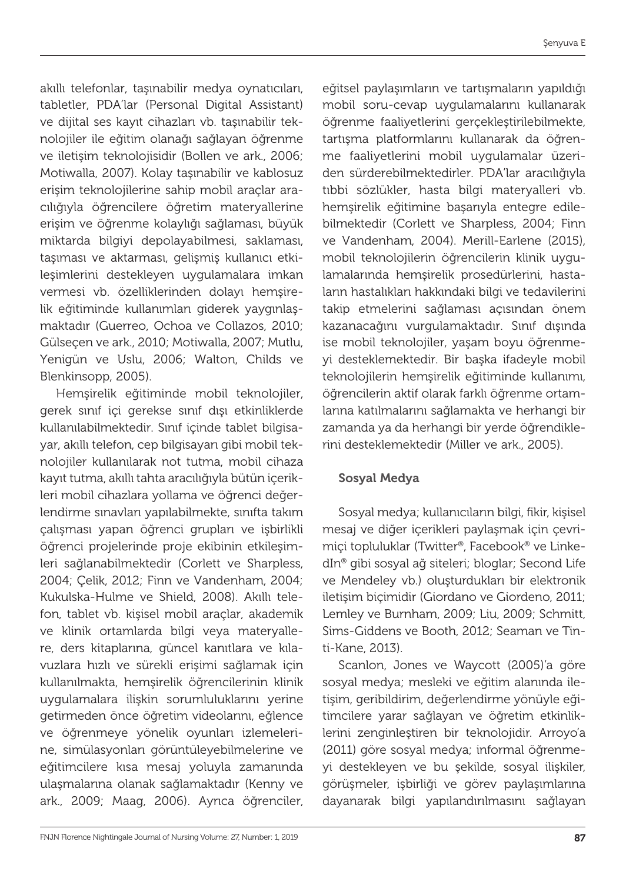akıllı telefonlar, taşınabilir medya oynatıcıları, tabletler, PDA'lar (Personal Digital Assistant) ve dijital ses kayıt cihazları vb. taşınabilir teknolojiler ile eğitim olanağı sağlayan öğrenme ve iletişim teknolojisidir (Bollen ve ark., 2006; Motiwalla, 2007). Kolay taşınabilir ve kablosuz erişim teknolojilerine sahip mobil araçlar aracılığıyla öğrencilere öğretim materyallerine erişim ve öğrenme kolaylığı sağlaması, büyük miktarda bilgiyi depolayabilmesi, saklaması, taşıması ve aktarması, gelişmiş kullanıcı etkileşimlerini destekleyen uygulamalara imkan vermesi vb. özelliklerinden dolayı hemşirelik eğitiminde kullanımları giderek yaygınlaşmaktadır (Guerreo, Ochoa ve Collazos, 2010; Gülseçen ve ark., 2010; Motiwalla, 2007; Mutlu, Yenigün ve Uslu, 2006; Walton, Childs ve Blenkinsopp, 2005).

Hemşirelik eğitiminde mobil teknolojiler, gerek sınıf içi gerekse sınıf dışı etkinliklerde kullanılabilmektedir. Sınıf içinde tablet bilgisayar, akıllı telefon, cep bilgisayarı gibi mobil teknolojiler kullanılarak not tutma, mobil cihaza kayıt tutma, akıllı tahta aracılığıyla bütün içerikleri mobil cihazlara yollama ve öğrenci değerlendirme sınavları yapılabilmekte, sınıfta takım çalışması yapan öğrenci grupları ve işbirlikli öğrenci projelerinde proje ekibinin etkileşimleri sağlanabilmektedir (Corlett ve Sharpless, 2004; Çelik, 2012; Finn ve Vandenham, 2004; Kukulska-Hulme ve Shield, 2008). Akıllı telefon, tablet vb. kişisel mobil araçlar, akademik ve klinik ortamlarda bilgi veya materyallere, ders kitaplarına, güncel kanıtlara ve kılavuzlara hızlı ve sürekli erişimi sağlamak için kullanılmakta, hemşirelik öğrencilerinin klinik uygulamalara ilişkin sorumluluklarını yerine getirmeden önce öğretim videolarını, eğlence ve öğrenmeye yönelik oyunları izlemelerine, simülasyonları görüntüleyebilmelerine ve eğitimcilere kısa mesaj yoluyla zamanında ulaşmalarına olanak sağlamaktadır (Kenny ve ark., 2009; Maag, 2006). Ayrıca öğrenciler, eğitsel paylaşımların ve tartışmaların yapıldığı mobil soru-cevap uygulamalarını kullanarak öğrenme faaliyetlerini gerçekleştirilebilmekte, tartışma platformlarını kullanarak da öğrenme faaliyetlerini mobil uygulamalar üzeriden sürderebilmektedirler. PDA'lar aracılığıyla tıbbi sözlükler, hasta bilgi materyalleri vb. hemşirelik eğitimine başarıyla entegre edilebilmektedir (Corlett ve Sharpless, 2004; Finn ve Vandenham, 2004). Merill-Earlene (2015), mobil teknolojilerin öğrencilerin klinik uygulamalarında hemşirelik prosedürlerini, hastaların hastalıkları hakkındaki bilgi ve tedavilerini takip etmelerini sağlaması açısından önem kazanacağını vurgulamaktadır. Sınıf dışında ise mobil teknolojiler, yaşam boyu öğrenmeyi desteklemektedir. Bir başka ifadeyle mobil teknolojilerin hemşirelik eğitiminde kullanımı, öğrencilerin aktif olarak farklı öğrenme ortamlarına katılmalarını sağlamakta ve herhangi bir zamanda ya da herhangi bir yerde öğrendiklerini desteklemektedir (Miller ve ark., 2005).

### Sosyal Medya

Sosyal medya; kullanıcıların bilgi, fikir, kişisel mesaj ve diğer içerikleri paylaşmak için çevrimiçi topluluklar (Twitter®, Facebook® ve LinkedIn® gibi sosyal ağ siteleri; bloglar; Second Life ve Mendeley vb.) oluşturdukları bir elektronik iletişim biçimidir (Giordano ve Giordeno, 2011; Lemley ve Burnham, 2009; Liu, 2009; Schmitt, Sims-Giddens ve Booth, 2012; Seaman ve Tinti-Kane, 2013).

Scanlon, Jones ve Waycott (2005)'a göre sosyal medya; mesleki ve eğitim alanında iletişim, geribildirim, değerlendirme yönüyle eğitimcilere yarar sağlayan ve öğretim etkinliklerini zenginleştiren bir teknolojidir. Arroyo'a (2011) göre sosyal medya; informal öğrenmeyi destekleyen ve bu şekilde, sosyal ilişkiler, görüşmeler, işbirliği ve görev paylaşımlarına dayanarak bilgi yapılandırılmasını sağlayan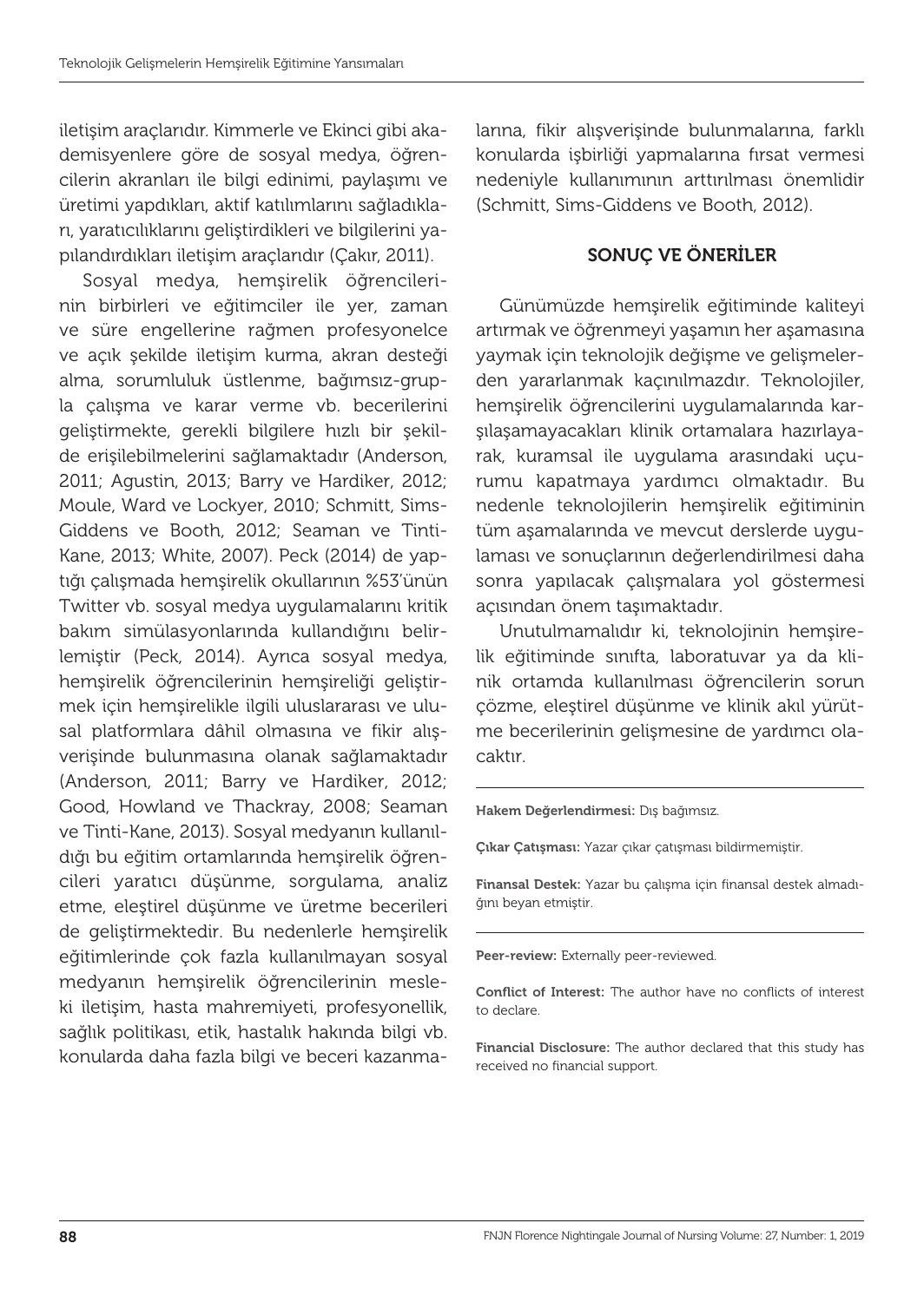iletişim araçlarıdır. Kimmerle ve Ekinci gibi akademisyenlere göre de sosyal medya, öğrencilerin akranları ile bilgi edinimi, paylaşımı ve üretimi yapdıkları, aktif katılımlarını sağladıkları, yaratıcılıklarını geliştirdikleri ve bilgilerini yapılandırdıkları iletişim araçlarıdır (Çakır, 2011).

Sosyal medya, hemşirelik öğrencilerinin birbirleri ve eğitimciler ile yer, zaman ve süre engellerine rağmen profesyonelce ve açık şekilde iletişim kurma, akran desteği alma, sorumluluk üstlenme, bağımsız-grupla çalışma ve karar verme vb. becerilerini geliştirmekte, gerekli bilgilere hızlı bir şekilde erişilebilmelerini sağlamaktadır (Anderson, 2011; Agustin, 2013; Barry ve Hardiker, 2012; Moule, Ward ve Lockyer, 2010; Schmitt, Sims-Giddens ve Booth, 2012; Seaman ve Tinti-Kane, 2013; White, 2007). Peck (2014) de yaptığı çalışmada hemşirelik okullarının %53'ünün Twitter vb. sosyal medya uygulamalarını kritik bakım simülasyonlarında kullandığını belirlemiştir (Peck, 2014). Ayrıca sosyal medya, hemşirelik öğrencilerinin hemşireliği geliştirmek için hemşirelikle ilgili uluslararası ve ulusal platformlara dâhil olmasına ve fikir alışverişinde bulunmasına olanak sağlamaktadır (Anderson, 2011; Barry ve Hardiker, 2012; Good, Howland ve Thackray, 2008; Seaman ve Tinti-Kane, 2013). Sosyal medyanın kullanıldığı bu eğitim ortamlarında hemşirelik öğrencileri yaratıcı düşünme, sorgulama, analiz etme, eleştirel düşünme ve üretme becerileri de geliştirmektedir. Bu nedenlerle hemşirelik eğitimlerinde çok fazla kullanılmayan sosyal medyanın hemşirelik öğrencilerinin mesleki iletişim, hasta mahremiyeti, profesyonellik, sağlık politikası, etik, hastalık hakında bilgi vb. konularda daha fazla bilgi ve beceri kazanmalarına, fikir alışverişinde bulunmalarına, farklı konularda işbirliği yapmalarına fırsat vermesi nedeniyle kullanımının arttırılması önemlidir (Schmitt, Sims-Giddens ve Booth, 2012).

## SONUÇ VE ÖNERİLER

Günümüzde hemşirelik eğitiminde kaliteyi artırmak ve öğrenmeyi yaşamın her aşamasına yaymak için teknolojik değişme ve gelişmelerden yararlanmak kaçınılmazdır. Teknolojiler, hemşirelik öğrencilerini uygulamalarında karşılaşamayacakları klinik ortamalara hazırlayarak, kuramsal ile uygulama arasındaki uçurumu kapatmaya yardımcı olmaktadır. Bu nedenle teknolojilerin hemşirelik eğitiminin tüm aşamalarında ve mevcut derslerde uygulaması ve sonuçlarının değerlendirilmesi daha sonra yapılacak çalışmalara yol göstermesi açısından önem taşımaktadır.

Unutulmamalıdır ki, teknolojinin hemşirelik eğitiminde sınıfta, laboratuvar ya da klinik ortamda kullanılması öğrencilerin sorun çözme, eleştirel düşünme ve klinik akıl yürütme becerilerinin gelişmesine de yardımcı olacaktır.

---

**Hakem Değerlendirmesi:** Dış bağımsız.

**Çıkar Çatışması:** Yazar çıkar çatışması bildirmemiştir.

**Finansal Destek:** Yazar bu çalışma için finansal destek almadığını beyan etmiştir.

---

**Peer-review:** Externally peer-reviewed.

**Conflict of Interest:** The author have no conflicts of interest to declare.

**Financial Disclosure:** The author declared that this study has received no financial support.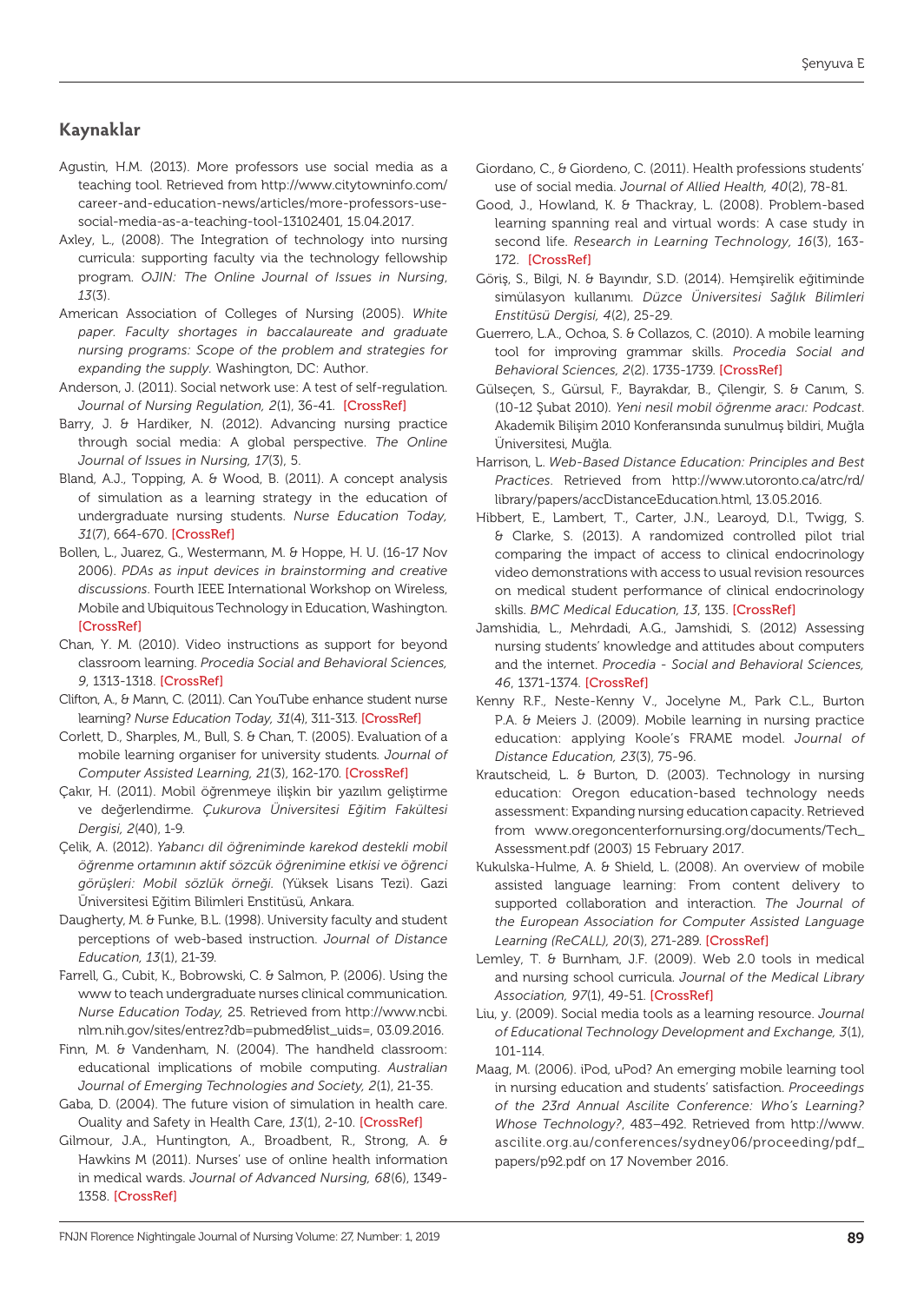## Kaynaklar

Agustin, H.M. (2013). More professors use social media as a teaching tool. Retrieved from http://www.citytowninfo.com/career-and-education-news/articles/more-professors-use-social-media-as-a-teaching-tool-13102401, 15.04.2017.

Axley, L., (2008). The Integration of technology into nursing curricula: supporting faculty via the technology fellowship program. *OJIN: The Online Journal of Issues in Nursing, 13*(3).

American Association of Colleges of Nursing (2005). *White paper. Faculty shortages in baccalaureate and graduate nursing programs: Scope of the problem and strategies for expanding the supply*. Washington, DC: Author.

Anderson, J. (2011). Social network use: A test of self-regulation. *Journal of Nursing Regulation, 2*(1), 36-41. [CrossRef]

Barry, J. & Hardiker, N. (2012). Advancing nursing practice through social media: A global perspective. *The Online Journal of Issues in Nursing, 17*(3), 5.

Bland, A.J., Topping, A. & Wood, B. (2011). A concept analysis of simulation as a learning strategy in the education of undergraduate nursing students. *Nurse Education Today, 31*(7), 664-670. [CrossRef]

Bollen, L., Juarez, G., Westermann, M. & Hoppe, H. U. (16-17 Nov 2006). *PDAs as input devices in brainstorming and creative discussions*. Fourth IEEE International Workshop on Wireless, Mobile and Ubiquitous Technology in Education, Washington. [CrossRef]

Chan, Y. M. (2010). Video instructions as support for beyond classroom learning. *Procedia Social and Behavioral Sciences, 9*, 1313-1318. [CrossRef]

Clifton, A., & Mann, C. (2011). Can YouTube enhance student nurse learning? *Nurse Education Today, 31*(4), 311-313. [CrossRef]

Corlett, D., Sharples, M., Bull, S. & Chan, T. (2005). Evaluation of a mobile learning organiser for university students. *Journal of Computer Assisted Learning, 21*(3), 162-170. [CrossRef]

Çakır, H. (2011). Mobil öğrenmeye ilişkin bir yazılım geliştirme ve değerlendirme. *Çukurova Üniversitesi Eğitim Fakültesi Dergisi, 2*(40), 1-9.

Çelik, A. (2012). *Yabancı dil öğreniminde karekod destekli mobil öğrenme ortamının aktif sözcük öğrenimine etkisi ve öğrenci görüşleri: Mobil sözlük örneği.* (Yüksek Lisans Tezi). Gazi Üniversitesi Eğitim Bilimleri Enstitüsü, Ankara.

Daugherty, M. & Funke, B.L. (1998). University faculty and student perceptions of web-based instruction. *Journal of Distance Education, 13*(1), 21-39.

Farrell, G., Cubit, K., Bobrowski, C. & Salmon, P. (2006). Using the www to teach undergraduate nurses clinical communication. *Nurse Education Today,* 25. Retrieved from http://www.ncbi.nlm.nih.gov/sites/entrez?db=pubmed&list_uids=, 03.09.2016.

Finn, M. & Vandenham, N. (2004). The handheld classroom: educational implications of mobile computing. *Australian Journal of Emerging Technologies and Society, 2*(1), 21-35.

Gaba, D. (2004). The future vision of simulation in health care. Quality and Safety in Health Care, *13*(1), 2-10. [CrossRef]

Gilmour, J.A., Huntington, A., Broadbent, R., Strong, A. & Hawkins M (2011). Nurses' use of online health information in medical wards. *Journal of Advanced Nursing, 68*(6), 1349-1358. [CrossRef]

Giordano, C., & Giordeno, C. (2011). Health professions students' use of social media. *Journal of Allied Health, 40*(2), 78-81.

Good, J., Howland, K. & Thackray, L. (2008). Problem-based learning spanning real and virtual words: A case study in second life. *Research in Learning Technology, 16*(3), 163-172. [CrossRef]

Göriş, S., Bilgi, N. & Bayındır, S.D. (2014). Hemşirelik eğitiminde simülasyon kullanımı. *Düzce Üniversitesi Sağlık Bilimleri Enstitüsü Dergisi, 4*(2), 25-29.

Guerrero, L.A., Ochoa, S. & Collazos, C. (2010). A mobile learning tool for improving grammar skills. *Procedia Social and Behavioral Sciences, 2*(2). 1735-1739. [CrossRef]

Gülseçen, S., Gürsul, F., Bayrakdar, B., Çilengir, S. & Canım, S. (10-12 Şubat 2010). *Yeni nesil mobil öğrenme aracı: Podcast*. Akademik Bilişim 2010 Konferansında sunulmuş bildiri, Muğla Üniversitesi, Muğla.

Harrison, L. *Web-Based Distance Education: Principles and Best Practices*. Retrieved from http://www.utoronto.ca/atrc/rd/library/papers/accDistanceEducation.html, 13.05.2016.

Hibbert, E., Lambert, T., Carter, J.N., Learoyd, D.l., Twigg, S. & Clarke, S. (2013). A randomized controlled pilot trial comparing the impact of access to clinical endocrinology video demonstrations with access to usual revision resources on medical student performance of clinical endocrinology skills. *BMC Medical Education, 13*, 135. [CrossRef]

Jamshidia, L., Mehrdadi, A.G., Jamshidi, S. (2012) Assessing nursing students' knowledge and attitudes about computers and the internet. *Procedia - Social and Behavioral Sciences, 46*, 1371-1374. [CrossRef]

Kenny R.F., Neste-Kenny V., Jocelyne M., Park C.L., Burton P.A. & Meiers J. (2009). Mobile learning in nursing practice education: applying Koole's FRAME model. *Journal of Distance Education, 23*(3), 75-96.

Krautscheid, L. & Burton, D. (2003). Technology in nursing education: Oregon education-based technology needs assessment: Expanding nursing education capacity. Retrieved from www.oregoncenterfornursing.org/documents/Tech_Assessment.pdf (2003) 15 February 2017.

Kukulska-Hulme, A. & Shield, L. (2008). An overview of mobile assisted language learning: From content delivery to supported collaboration and interaction. *The Journal of the European Association for Computer Assisted Language Learning (ReCALL), 20*(3), 271-289. [CrossRef]

Lemley, T. & Burnham, J.F. (2009). Web 2.0 tools in medical and nursing school curricula. *Journal of the Medical Library Association, 97*(1), 49-51. [CrossRef]

Liu, y. (2009). Social media tools as a learning resource. *Journal of Educational Technology Development and Exchange, 3*(1), 101-114.

Maag, M. (2006). iPod, uPod? An emerging mobile learning tool in nursing education and students' satisfaction. *Proceedings of the 23rd Annual Ascilite Conference: Who's Learning? Whose Technology?*, 483–492. Retrieved from http://www.ascilite.org.au/conferences/sydney06/proceeding/pdf_papers/p92.pdf on 17 November 2016.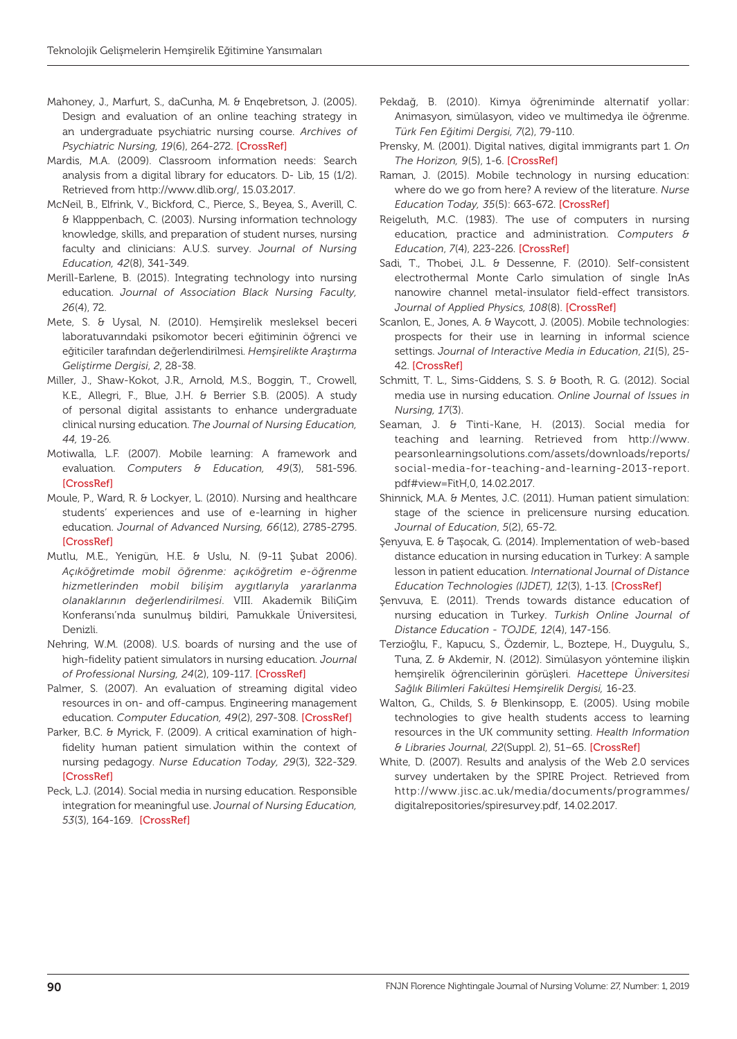Mahoney, J., Marfurt, S., daCunha, M. & Enqebretson, J. (2005). Design and evaluation of an online teaching strategy in an undergraduate psychiatric nursing course. *Archives of Psychiatric Nursing, 19*(6), 264-272. [CrossRef]

Mardis, M.A. (2009). Classroom information needs: Search analysis from a digital library for educators. D- Lib, 15 (1/2). Retrieved from http://www.dlib.org/, 15.03.2017.

McNeil, B., Elfrink, V., Bickford, C., Pierce, S., Beyea, S., Averill, C. & Klapppenbach, C. (2003). Nursing information technology knowledge, skills, and preparation of student nurses, nursing faculty and clinicians: A.U.S. survey. *Journal of Nursing Education, 42*(8), 341-349.

Merill-Earlene, B. (2015). Integrating technology into nursing education. *Journal of Association Black Nursing Faculty, 26*(4), 72.

Mete, S. & Uysal, N. (2010). Hemşirelik mesleksel beceri laboratuvarındaki psikomotor beceri eğitiminin öğrenci ve eğiticiler tarafından değerlendirilmesi. *Hemşirelikte Araştırma Geliştirme Dergisi, 2*, 28-38.

Miller, J., Shaw-Kokot, J.R., Arnold, M.S., Boggin, T., Crowell, K.E., Allegri, F., Blue, J.H. & Berrier S.B. (2005). A study of personal digital assistants to enhance undergraduate clinical nursing education. *The Journal of Nursing Education, 44,* 19-26.

Motiwalla, L.F. (2007). Mobile learning: A framework and evaluation. *Computers & Education, 49*(3), 581-596. [CrossRef]

Moule, P., Ward, R. & Lockyer, L. (2010). Nursing and healthcare students' experiences and use of e-learning in higher education. *Journal of Advanced Nursing, 66*(12), 2785-2795. [CrossRef]

Mutlu, M.E., Yenigün, H.E. & Uslu, N. (9-11 Şubat 2006). *Açıköğretimde mobil öğrenme: açıköğretim e-öğrenme hizmetlerinden mobil bilişim aygıtlarıyla yararlanma olanaklarının değerlendirilmesi*. VIII. Akademik BiliÇim Konferansı'nda sunulmuş bildiri, Pamukkale Üniversitesi, Denizli.

Nehring, W.M. (2008). U.S. boards of nursing and the use of high-fidelity patient simulators in nursing education. *Journal of Professional Nursing, 24*(2), 109-117. [CrossRef]

Palmer, S. (2007). An evaluation of streaming digital video resources in on- and off-campus. Engineering management education. *Computer Education, 49*(2), 297-308. [CrossRef]

Parker, B.C. & Myrick, F. (2009). A critical examination of high-fidelity human patient simulation within the context of nursing pedagogy. *Nurse Education Today, 29*(3), 322-329. [CrossRef]

Peck, L.J. (2014). Social media in nursing education. Responsible integration for meaningful use. *Journal of Nursing Education, 53*(3), 164-169. [CrossRef]

Pekdağ, B. (2010). Kimya öğreniminde alternatif yollar: Animasyon, simülasyon, video ve multimedya ile öğrenme. *Türk Fen Eğitimi Dergisi, 7*(2), 79-110.

Prensky, M. (2001). Digital natives, digital immigrants part 1. *On The Horizon, 9*(5), 1-6. [CrossRef]

Raman, J. (2015). Mobile technology in nursing education: where do we go from here? A review of the literature. *Nurse Education Today, 35*(5): 663-672. [CrossRef]

Reigeluth, M.C. (1983). The use of computers in nursing education, practice and administration. *Computers & Education*, *7*(4), 223-226. [CrossRef]

Sadi, T., Thobei, J.L. & Dessenne, F. (2010). Self-consistent electrothermal Monte Carlo simulation of single InAs nanowire channel metal-insulator field-effect transistors. *Journal of Applied Physics, 108*(8). [CrossRef]

Scanlon, E., Jones, A. & Waycott, J. (2005). Mobile technologies: prospects for their use in learning in informal science settings. *Journal of Interactive Media in Education*, *21*(5), 25-42. [CrossRef]

Schmitt, T. L., Sims-Giddens, S. S. & Booth, R. G. (2012). Social media use in nursing education. *Online Journal of Issues in Nursing, 17*(3).

Seaman, J. & Tinti-Kane, H. (2013). Social media for teaching and learning. Retrieved from http://www.pearsonlearningsolutions.com/assets/downloads/reports/social-media-for-teaching-and-learning-2013-report.pdf#view=FitH,0, 14.02.2017.

Shinnick, M.A. & Mentes, J.C. (2011). Human patient simulation: stage of the science in prelicensure nursing education. *Journal of Education*, *5*(2), 65-72.

Şenyuva, E. & Taşocak, G. (2014). Implementation of web-based distance education in nursing education in Turkey: A sample lesson in patient education. *International Journal of Distance Education Technologies (IJDET), 12*(3), 1-13. [CrossRef]

Şenvuva, E. (2011). Trends towards distance education of nursing education in Turkey. *Turkish Online Journal of Distance Education - TOJDE, 12*(4), 147-156.

Terzioğlu, F., Kapucu, S., Özdemir, L., Boztepe, H., Duygulu, S., Tuna, Z. & Akdemir, N. (2012). Simülasyon yöntemine ilişkin hemşirelik öğrencilerinin görüşleri. *Hacettepe Üniversitesi Sağlık Bilimleri Fakültesi Hemşirelik Dergisi,* 16-23.

Walton, G., Childs, S. & Blenkinsopp, E. (2005). Using mobile technologies to give health students access to learning resources in the UK community setting. *Health Information & Libraries Journal, 22*(Suppl. 2), 51–65. [CrossRef]

White, D. (2007). Results and analysis of the Web 2.0 services survey undertaken by the SPIRE Project. Retrieved from http://www.jisc.ac.uk/media/documents/programmes/digitalrepositories/spiresurvey.pdf, 14.02.2017.